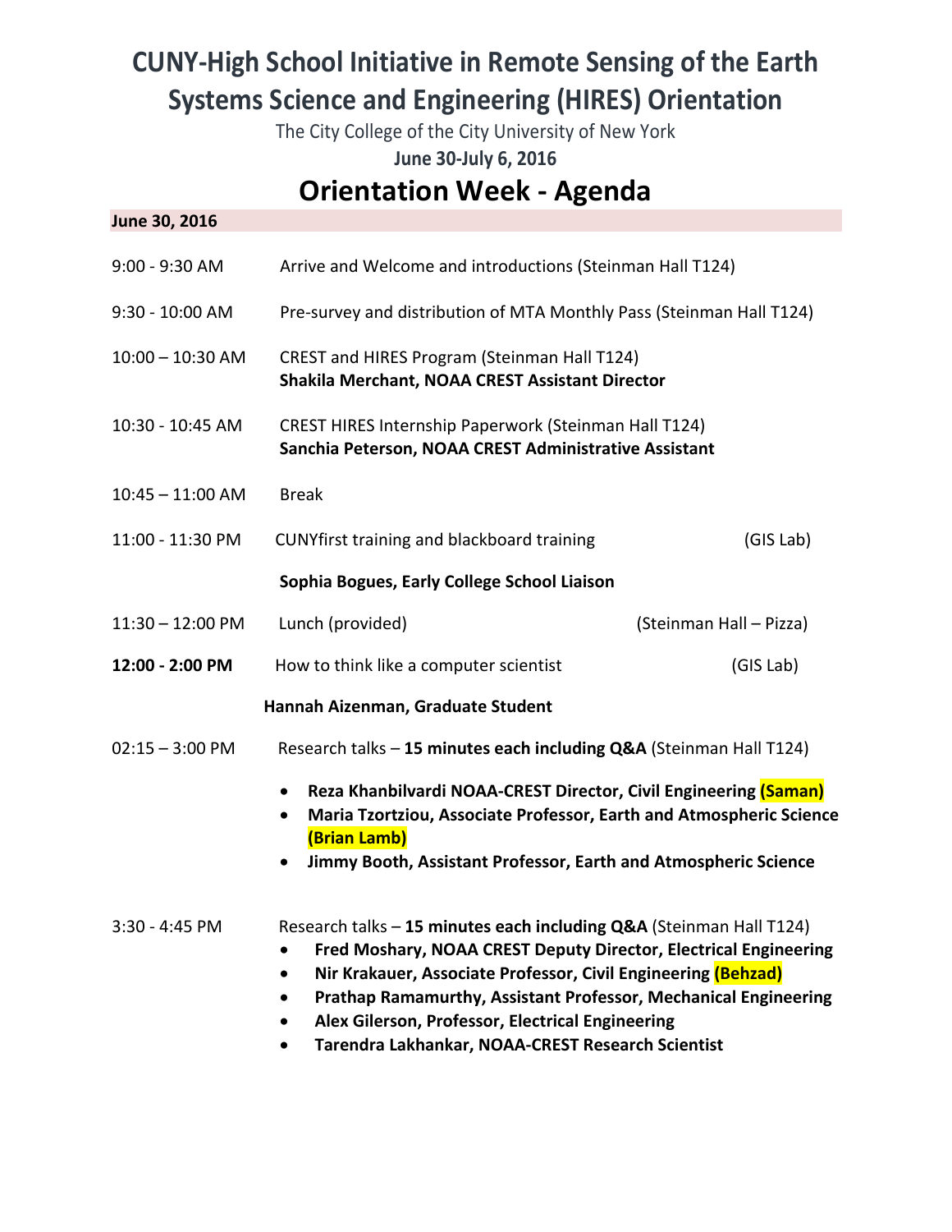# CUNY-High School Initiative in Remote Sensing of the Earth Systems Science and Engineering (HIRES) Orientation

The City College of the City University of New York

**June 30-July 6, 2016**

## Orientation Week - Agenda

**June 30, 2016**

| | |
|---|---|
| 9:00 - 9:30 AM | Arrive and Welcome and introductions (Steinman Hall T124) |
| 9:30 - 10:00 AM | Pre-survey and distribution of MTA Monthly Pass (Steinman Hall T124) |
| 10:00 – 10:30 AM | CREST and HIRES Program (Steinman Hall T124)<br>**Shakila Merchant, NOAA CREST Assistant Director** |
| 10:30 - 10:45 AM | CREST HIRES Internship Paperwork (Steinman Hall T124)<br>**Sanchia Peterson, NOAA CREST Administrative Assistant** |
| 10:45 – 11:00 AM | Break |
| 11:00 - 11:30 PM | CUNYfirst training and blackboard training (GIS Lab)<br>**Sophia Bogues, Early College School Liaison** |
| 11:30 – 12:00 PM | Lunch (provided) (Steinman Hall – Pizza) |
| **12:00 - 2:00 PM** | How to think like a computer scientist (GIS Lab)<br>**Hannah Aizenman, Graduate Student** |
| 02:15 – 3:00 PM | Research talks – **15 minutes each including Q&A** (Steinman Hall T124) |

- **Reza Khanbilvardi NOAA-CREST Director, Civil Engineering (Saman)**
- **Maria Tzortziou, Associate Professor, Earth and Atmospheric Science (Brian Lamb)**
- **Jimmy Booth, Assistant Professor, Earth and Atmospheric Science**

| | |
|---|---|
| 3:30 - 4:45 PM | Research talks – **15 minutes each including Q&A** (Steinman Hall T124) |

- **Fred Moshary, NOAA CREST Deputy Director, Electrical Engineering**
- **Nir Krakauer, Associate Professor, Civil Engineering (Behzad)**
- **Prathap Ramamurthy, Assistant Professor, Mechanical Engineering**
- **Alex Gilerson, Professor, Electrical Engineering**
- **Tarendra Lakhankar, NOAA-CREST Research Scientist**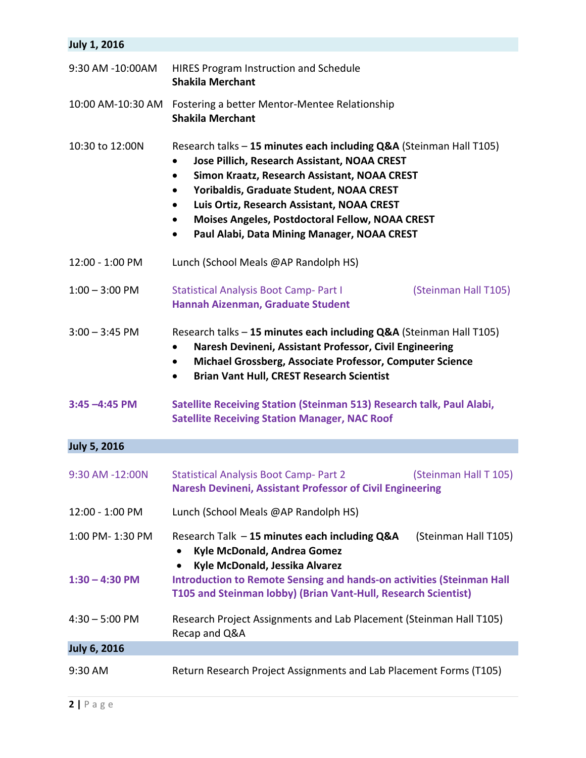## July 1, 2016

| | |
|---|---|
| 9:30 AM -10:00AM | HIRES Program Instruction and Schedule<br>**Shakila Merchant** |
| 10:00 AM-10:30 AM | Fostering a better Mentor-Mentee Relationship<br>**Shakila Merchant** |
| 10:30 to 12:00N | Research talks – **15 minutes each including Q&A** (Steinman Hall T105)<br>• **Jose Pillich, Research Assistant, NOAA CREST**<br>• **Simon Kraatz, Research Assistant, NOAA CREST**<br>• **Yoribaldis, Graduate Student, NOAA CREST**<br>• **Luis Ortiz, Research Assistant, NOAA CREST**<br>• **Moises Angeles, Postdoctoral Fellow, NOAA CREST**<br>• **Paul Alabi, Data Mining Manager, NOAA CREST** |
| 12:00 - 1:00 PM | Lunch (School Meals @AP Randolph HS) |
| 1:00 – 3:00 PM | Statistical Analysis Boot Camp- Part I (Steinman Hall T105)<br>**Hannah Aizenman, Graduate Student** |
| 3:00 – 3:45 PM | Research talks – **15 minutes each including Q&A** (Steinman Hall T105)<br>• **Naresh Devineni, Assistant Professor, Civil Engineering**<br>• **Michael Grossberg, Associate Professor, Computer Science**<br>• **Brian Vant Hull, CREST Research Scientist** |
| **3:45 –4:45 PM** | **Satellite Receiving Station (Steinman 513) Research talk, Paul Alabi, Satellite Receiving Station Manager, NAC Roof** |

## July 5, 2016

| | |
|---|---|
| 9:30 AM -12:00N | Statistical Analysis Boot Camp- Part 2 (Steinman Hall T 105)<br>**Naresh Devineni, Assistant Professor of Civil Engineering** |
| 12:00 - 1:00 PM | Lunch (School Meals @AP Randolph HS) |
| 1:00 PM- 1:30 PM | Research Talk – **15 minutes each including Q&A** (Steinman Hall T105)<br>• **Kyle McDonald, Andrea Gomez**<br>• **Kyle McDonald, Jessika Alvarez** |
| **1:30 – 4:30 PM** | **Introduction to Remote Sensing and hands-on activities (Steinman Hall T105 and Steinman lobby) (Brian Vant-Hull, Research Scientist)** |
| 4:30 – 5:00 PM | Research Project Assignments and Lab Placement (Steinman Hall T105)<br>Recap and Q&A |

## July 6, 2016

| | |
|---|---|
| 9:30 AM | Return Research Project Assignments and Lab Placement Forms (T105) |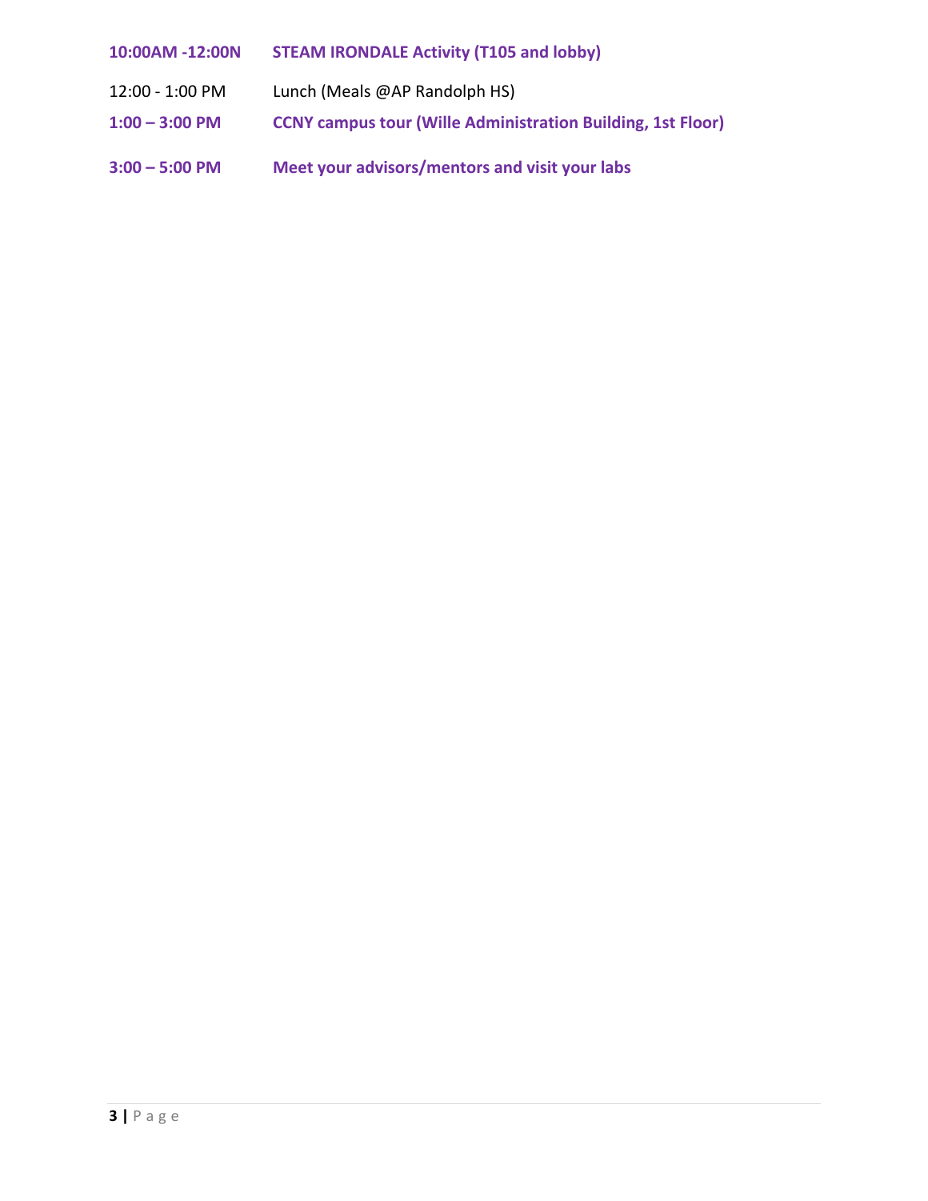| | |
|---|---|
| **10:00AM -12:00N** | **STEAM IRONDALE Activity (T105 and lobby)** |
| 12:00 - 1:00 PM | Lunch (Meals @AP Randolph HS) |
| **1:00 – 3:00 PM** | **CCNY campus tour (Wille Administration Building, 1st Floor)** |
| **3:00 – 5:00 PM** | **Meet your advisors/mentors and visit your labs** |